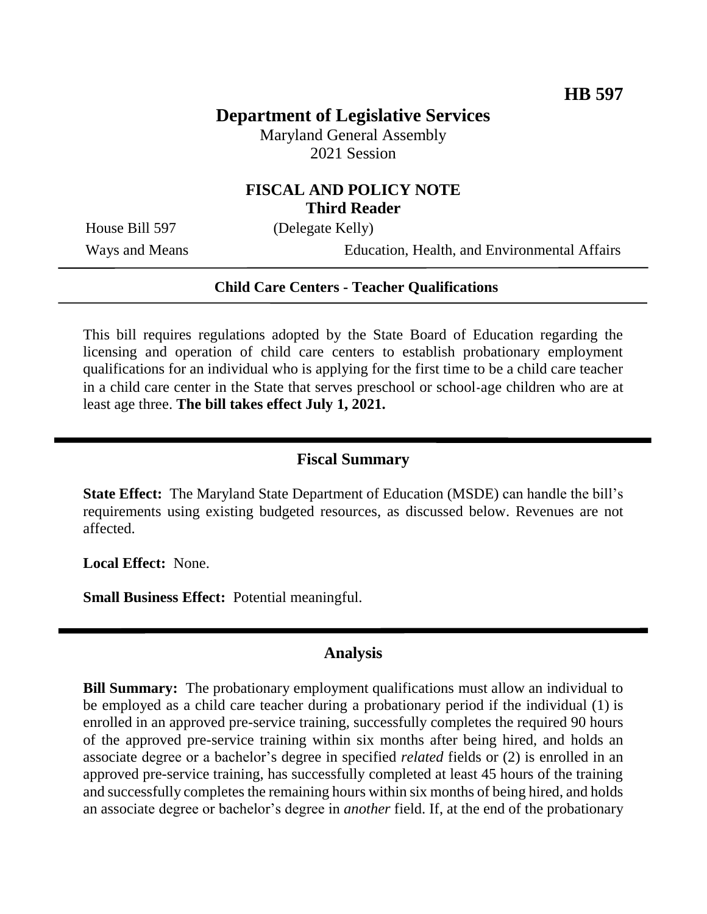HB 597

# Department of Legislative Services

Maryland General Assembly
2021 Session

## FISCAL AND POLICY NOTE
## Third Reader

House Bill 597 (Delegate Kelly)

Ways and Means Education, Health, and Environmental Affairs

---

**Child Care Centers - Teacher Qualifications**

---

This bill requires regulations adopted by the State Board of Education regarding the licensing and operation of child care centers to establish probationary employment qualifications for an individual who is applying for the first time to be a child care teacher in a child care center in the State that serves preschool or school-age children who are at least age three. **The bill takes effect July 1, 2021.**

## Fiscal Summary

**State Effect:** The Maryland State Department of Education (MSDE) can handle the bill's requirements using existing budgeted resources, as discussed below. Revenues are not affected.

**Local Effect:** None.

**Small Business Effect:** Potential meaningful.

## Analysis

**Bill Summary:** The probationary employment qualifications must allow an individual to be employed as a child care teacher during a probationary period if the individual (1) is enrolled in an approved pre-service training, successfully completes the required 90 hours of the approved pre-service training within six months after being hired, and holds an associate degree or a bachelor's degree in specified *related* fields or (2) is enrolled in an approved pre-service training, has successfully completed at least 45 hours of the training and successfully completes the remaining hours within six months of being hired, and holds an associate degree or bachelor's degree in *another* field. If, at the end of the probationary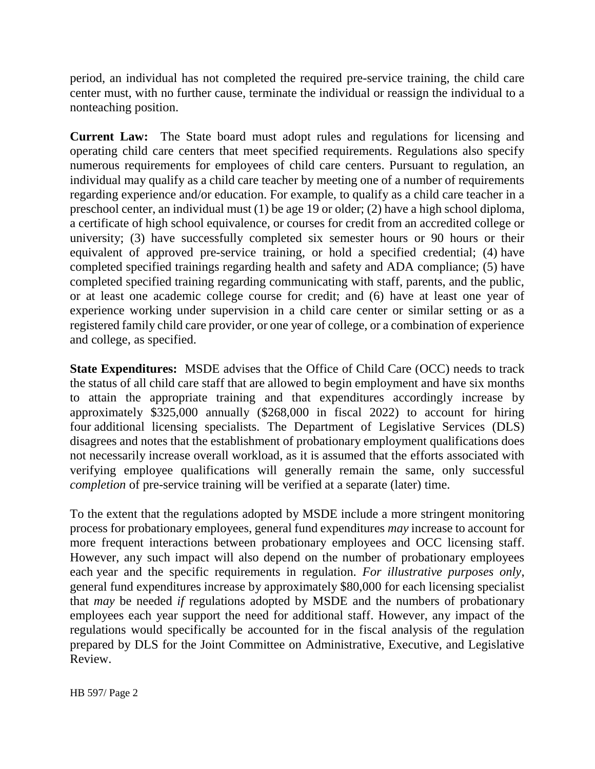period, an individual has not completed the required pre-service training, the child care center must, with no further cause, terminate the individual or reassign the individual to a nonteaching position.

**Current Law:** The State board must adopt rules and regulations for licensing and operating child care centers that meet specified requirements. Regulations also specify numerous requirements for employees of child care centers. Pursuant to regulation, an individual may qualify as a child care teacher by meeting one of a number of requirements regarding experience and/or education. For example, to qualify as a child care teacher in a preschool center, an individual must (1) be age 19 or older; (2) have a high school diploma, a certificate of high school equivalence, or courses for credit from an accredited college or university; (3) have successfully completed six semester hours or 90 hours or their equivalent of approved pre-service training, or hold a specified credential; (4) have completed specified trainings regarding health and safety and ADA compliance; (5) have completed specified training regarding communicating with staff, parents, and the public, or at least one academic college course for credit; and (6) have at least one year of experience working under supervision in a child care center or similar setting or as a registered family child care provider, or one year of college, or a combination of experience and college, as specified.

**State Expenditures:** MSDE advises that the Office of Child Care (OCC) needs to track the status of all child care staff that are allowed to begin employment and have six months to attain the appropriate training and that expenditures accordingly increase by approximately $325,000 annually ($268,000 in fiscal 2022) to account for hiring four additional licensing specialists. The Department of Legislative Services (DLS) disagrees and notes that the establishment of probationary employment qualifications does not necessarily increase overall workload, as it is assumed that the efforts associated with verifying employee qualifications will generally remain the same, only successful *completion* of pre-service training will be verified at a separate (later) time.

To the extent that the regulations adopted by MSDE include a more stringent monitoring process for probationary employees, general fund expenditures *may* increase to account for more frequent interactions between probationary employees and OCC licensing staff. However, any such impact will also depend on the number of probationary employees each year and the specific requirements in regulation. *For illustrative purposes only*, general fund expenditures increase by approximately $80,000 for each licensing specialist that *may* be needed *if* regulations adopted by MSDE and the numbers of probationary employees each year support the need for additional staff. However, any impact of the regulations would specifically be accounted for in the fiscal analysis of the regulation prepared by DLS for the Joint Committee on Administrative, Executive, and Legislative Review.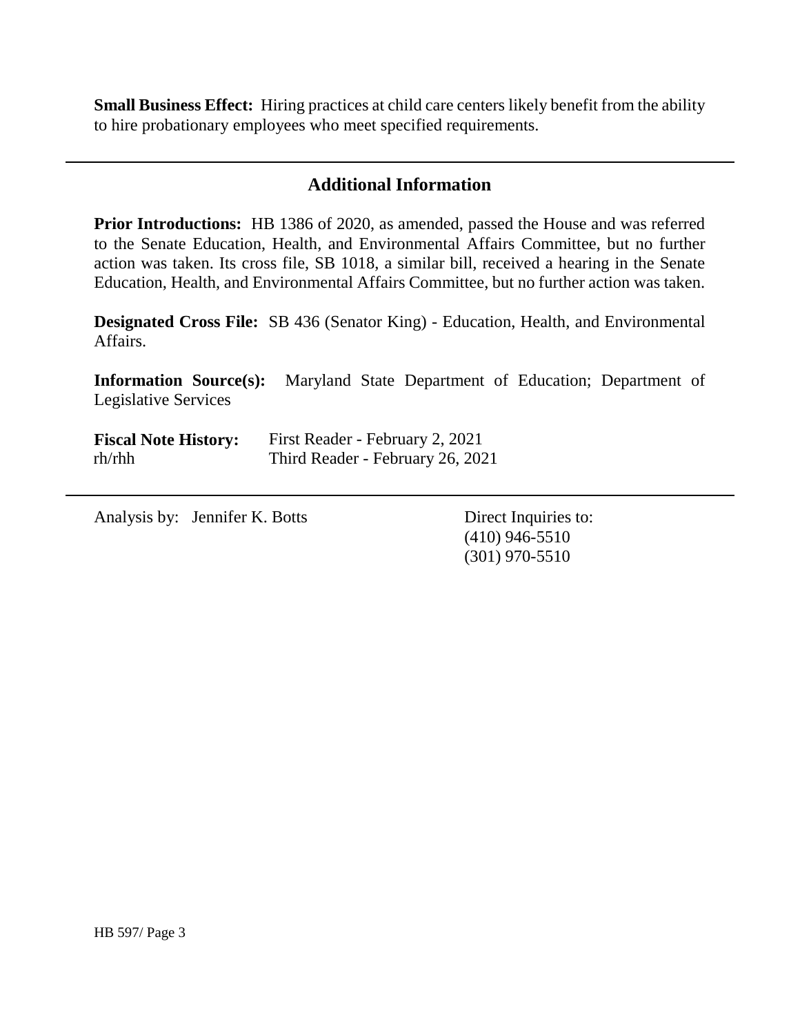**Small Business Effect:** Hiring practices at child care centers likely benefit from the ability to hire probationary employees who meet specified requirements.

## Additional Information

**Prior Introductions:** HB 1386 of 2020, as amended, passed the House and was referred to the Senate Education, Health, and Environmental Affairs Committee, but no further action was taken. Its cross file, SB 1018, a similar bill, received a hearing in the Senate Education, Health, and Environmental Affairs Committee, but no further action was taken.

**Designated Cross File:** SB 436 (Senator King) - Education, Health, and Environmental Affairs.

**Information Source(s):** Maryland State Department of Education; Department of Legislative Services

**Fiscal Note History:** First Reader - February 2, 2021
rh/rhh Third Reader - February 26, 2021

Analysis by: Jennifer K. Botts

Direct Inquiries to:
(410) 946-5510
(301) 970-5510